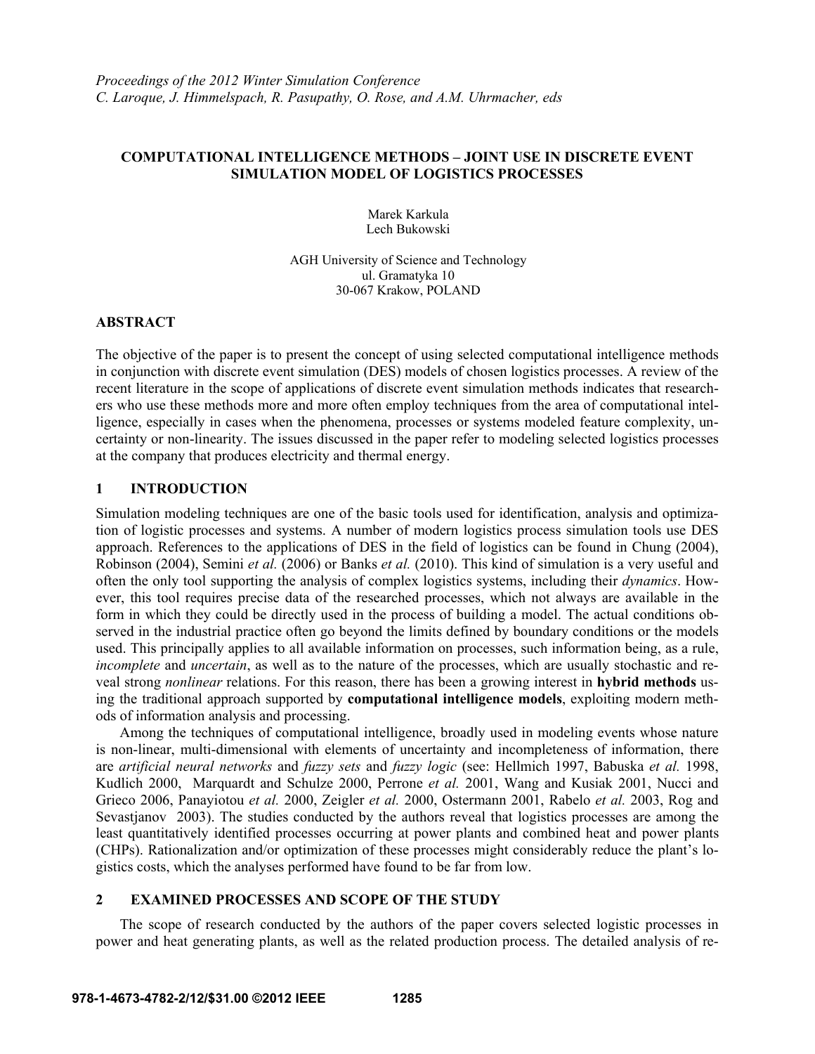*Proceedings of the 2012 Winter Simulation Conference*
*C. Laroque, J. Himmelspach, R. Pasupathy, O. Rose, and A.M. Uhrmacher, eds*

# COMPUTATIONAL INTELLIGENCE METHODS – JOINT USE IN DISCRETE EVENT SIMULATION MODEL OF LOGISTICS PROCESSES

Marek Karkula
Lech Bukowski

AGH University of Science and Technology
ul. Gramatyka 10
30-067 Krakow, POLAND

## ABSTRACT

The objective of the paper is to present the concept of using selected computational intelligence methods in conjunction with discrete event simulation (DES) models of chosen logistics processes. A review of the recent literature in the scope of applications of discrete event simulation methods indicates that researchers who use these methods more and more often employ techniques from the area of computational intelligence, especially in cases when the phenomena, processes or systems modeled feature complexity, uncertainty or non-linearity. The issues discussed in the paper refer to modeling selected logistics processes at the company that produces electricity and thermal energy.

## 1 INTRODUCTION

Simulation modeling techniques are one of the basic tools used for identification, analysis and optimization of logistic processes and systems. A number of modern logistics process simulation tools use DES approach. References to the applications of DES in the field of logistics can be found in Chung (2004), Robinson (2004), Semini *et al.* (2006) or Banks *et al.* (2010). This kind of simulation is a very useful and often the only tool supporting the analysis of complex logistics systems, including their *dynamics*. However, this tool requires precise data of the researched processes, which not always are available in the form in which they could be directly used in the process of building a model. The actual conditions observed in the industrial practice often go beyond the limits defined by boundary conditions or the models used. This principally applies to all available information on processes, such information being, as a rule, *incomplete* and *uncertain*, as well as to the nature of the processes, which are usually stochastic and reveal strong *nonlinear* relations. For this reason, there has been a growing interest in **hybrid methods** using the traditional approach supported by **computational intelligence models**, exploiting modern methods of information analysis and processing.

Among the techniques of computational intelligence, broadly used in modeling events whose nature is non-linear, multi-dimensional with elements of uncertainty and incompleteness of information, there are *artificial neural networks* and *fuzzy sets* and *fuzzy logic* (see: Hellmich 1997, Babuska *et al.* 1998, Kudlich 2000, Marquardt and Schulze 2000, Perrone *et al.* 2001, Wang and Kusiak 2001, Nucci and Grieco 2006, Panayiotou *et al.* 2000, Zeigler *et al.* 2000, Ostermann 2001, Rabelo *et al.* 2003, Rog and Sevastjanov 2003). The studies conducted by the authors reveal that logistics processes are among the least quantitatively identified processes occurring at power plants and combined heat and power plants (CHPs). Rationalization and/or optimization of these processes might considerably reduce the plant's logistics costs, which the analyses performed have found to be far from low.

## 2 EXAMINED PROCESSES AND SCOPE OF THE STUDY

The scope of research conducted by the authors of the paper covers selected logistic processes in power and heat generating plants, as well as the related production process. The detailed analysis of re-

978-1-4673-4782-2/12/$31.00 ©2012 IEEE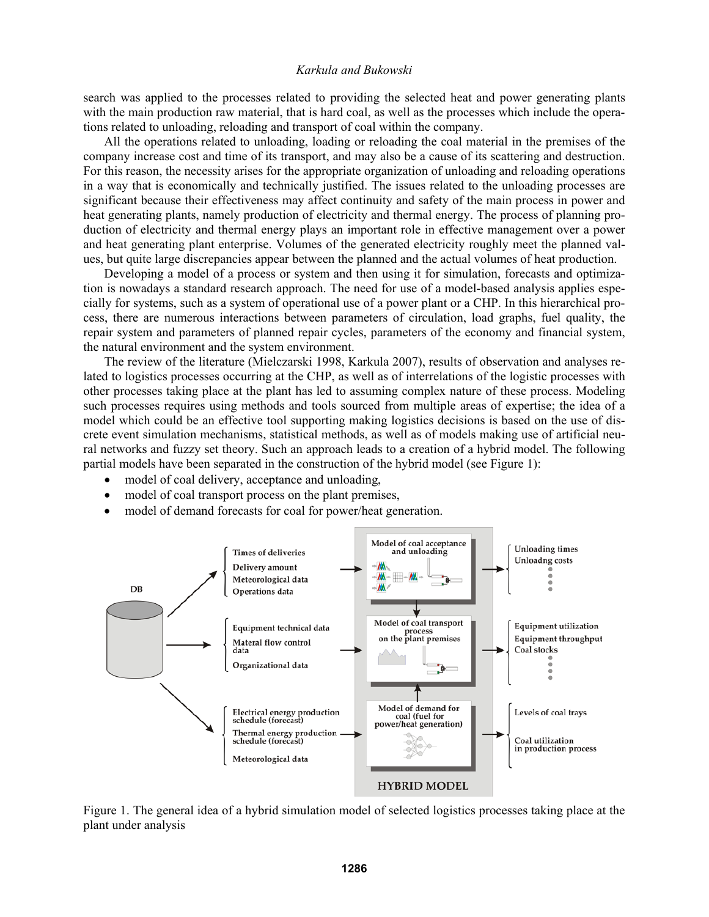search was applied to the processes related to providing the selected heat and power generating plants with the main production raw material, that is hard coal, as well as the processes which include the operations related to unloading, reloading and transport of coal within the company.

All the operations related to unloading, loading or reloading the coal material in the premises of the company increase cost and time of its transport, and may also be a cause of its scattering and destruction. For this reason, the necessity arises for the appropriate organization of unloading and reloading operations in a way that is economically and technically justified. The issues related to the unloading processes are significant because their effectiveness may affect continuity and safety of the main process in power and heat generating plants, namely production of electricity and thermal energy. The process of planning production of electricity and thermal energy plays an important role in effective management over a power and heat generating plant enterprise. Volumes of the generated electricity roughly meet the planned values, but quite large discrepancies appear between the planned and the actual volumes of heat production.

Developing a model of a process or system and then using it for simulation, forecasts and optimization is nowadays a standard research approach. The need for use of a model-based analysis applies especially for systems, such as a system of operational use of a power plant or a CHP. In this hierarchical process, there are numerous interactions between parameters of circulation, load graphs, fuel quality, the repair system and parameters of planned repair cycles, parameters of the economy and financial system, the natural environment and the system environment.

The review of the literature (Mielczarski 1998, Karkula 2007), results of observation and analyses related to logistics processes occurring at the CHP, as well as of interrelations of the logistic processes with other processes taking place at the plant has led to assuming complex nature of these process. Modeling such processes requires using methods and tools sourced from multiple areas of expertise; the idea of a model which could be an effective tool supporting making logistics decisions is based on the use of discrete event simulation mechanisms, statistical methods, as well as of models making use of artificial neural networks and fuzzy set theory. Such an approach leads to a creation of a hybrid model. The following partial models have been separated in the construction of the hybrid model (see Figure 1):

- model of coal delivery, acceptance and unloading,
- model of coal transport process on the plant premises,
- model of demand forecasts for coal for power/heat generation.

DB

Times of deliveries
Delivery amount
Meteorological data
Operations data

Equipment technical data
Materal flow control data
Organizational data

Electrical energy production schedule (forecast)
Thermal energy production schedule (forecast)
Meteorological data

Model of coal acceptance and unloading

Model of coal transport process on the plant premises

Model of demand for coal (fuel for power/heat generation)

HYBRID MODEL

Unloading times
Unloadng costs

Equipment utilization
Equipment throughput
Coal stocks

Levels of coal trays
Coal utilization in production process

Figure 1. The general idea of a hybrid simulation model of selected logistics processes taking place at the plant under analysis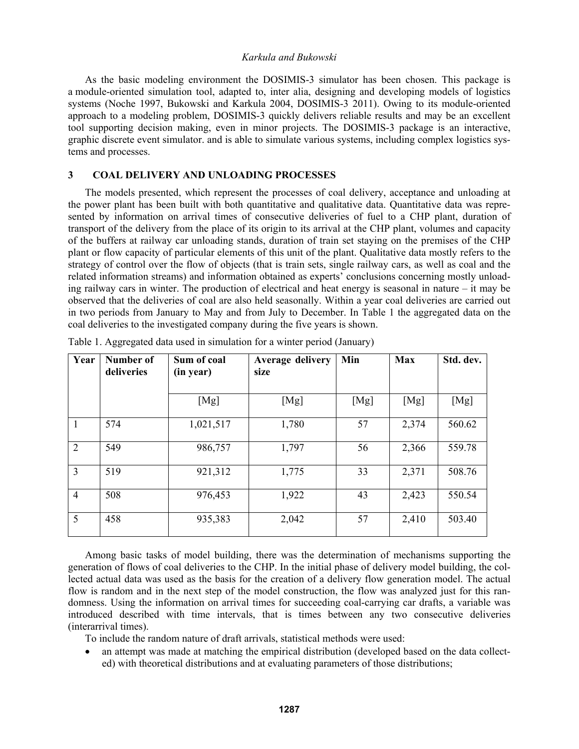As the basic modeling environment the DOSIMIS-3 simulator has been chosen. This package is a module-oriented simulation tool, adapted to, inter alia, designing and developing models of logistics systems (Noche 1997, Bukowski and Karkula 2004, DOSIMIS-3 2011). Owing to its module-oriented approach to a modeling problem, DOSIMIS-3 quickly delivers reliable results and may be an excellent tool supporting decision making, even in minor projects. The DOSIMIS-3 package is an interactive, graphic discrete event simulator. and is able to simulate various systems, including complex logistics systems and processes.

## 3 COAL DELIVERY AND UNLOADING PROCESSES

The models presented, which represent the processes of coal delivery, acceptance and unloading at the power plant has been built with both quantitative and qualitative data. Quantitative data was represented by information on arrival times of consecutive deliveries of fuel to a CHP plant, duration of transport of the delivery from the place of its origin to its arrival at the CHP plant, volumes and capacity of the buffers at railway car unloading stands, duration of train set staying on the premises of the CHP plant or flow capacity of particular elements of this unit of the plant. Qualitative data mostly refers to the strategy of control over the flow of objects (that is train sets, single railway cars, as well as coal and the related information streams) and information obtained as experts' conclusions concerning mostly unloading railway cars in winter. The production of electrical and heat energy is seasonal in nature – it may be observed that the deliveries of coal are also held seasonally. Within a year coal deliveries are carried out in two periods from January to May and from July to December. In Table 1 the aggregated data on the coal deliveries to the investigated company during the five years is shown.

Table 1. Aggregated data used in simulation for a winter period (January)

| Year | Number of deliveries | Sum of coal (in year) | Average delivery size | Min | Max | Std. dev. |
|---|---|---|---|---|---|---|
| | | [Mg] | [Mg] | [Mg] | [Mg] | [Mg] |
| 1 | 574 | 1,021,517 | 1,780 | 57 | 2,374 | 560.62 |
| 2 | 549 | 986,757 | 1,797 | 56 | 2,366 | 559.78 |
| 3 | 519 | 921,312 | 1,775 | 33 | 2,371 | 508.76 |
| 4 | 508 | 976,453 | 1,922 | 43 | 2,423 | 550.54 |
| 5 | 458 | 935,383 | 2,042 | 57 | 2,410 | 503.40 |

Among basic tasks of model building, there was the determination of mechanisms supporting the generation of flows of coal deliveries to the CHP. In the initial phase of delivery model building, the collected actual data was used as the basis for the creation of a delivery flow generation model. The actual flow is random and in the next step of the model construction, the flow was analyzed just for this randomness. Using the information on arrival times for succeeding coal-carrying car drafts, a variable was introduced described with time intervals, that is times between any two consecutive deliveries (interarrival times).

To include the random nature of draft arrivals, statistical methods were used:

- an attempt was made at matching the empirical distribution (developed based on the data collected) with theoretical distributions and at evaluating parameters of those distributions;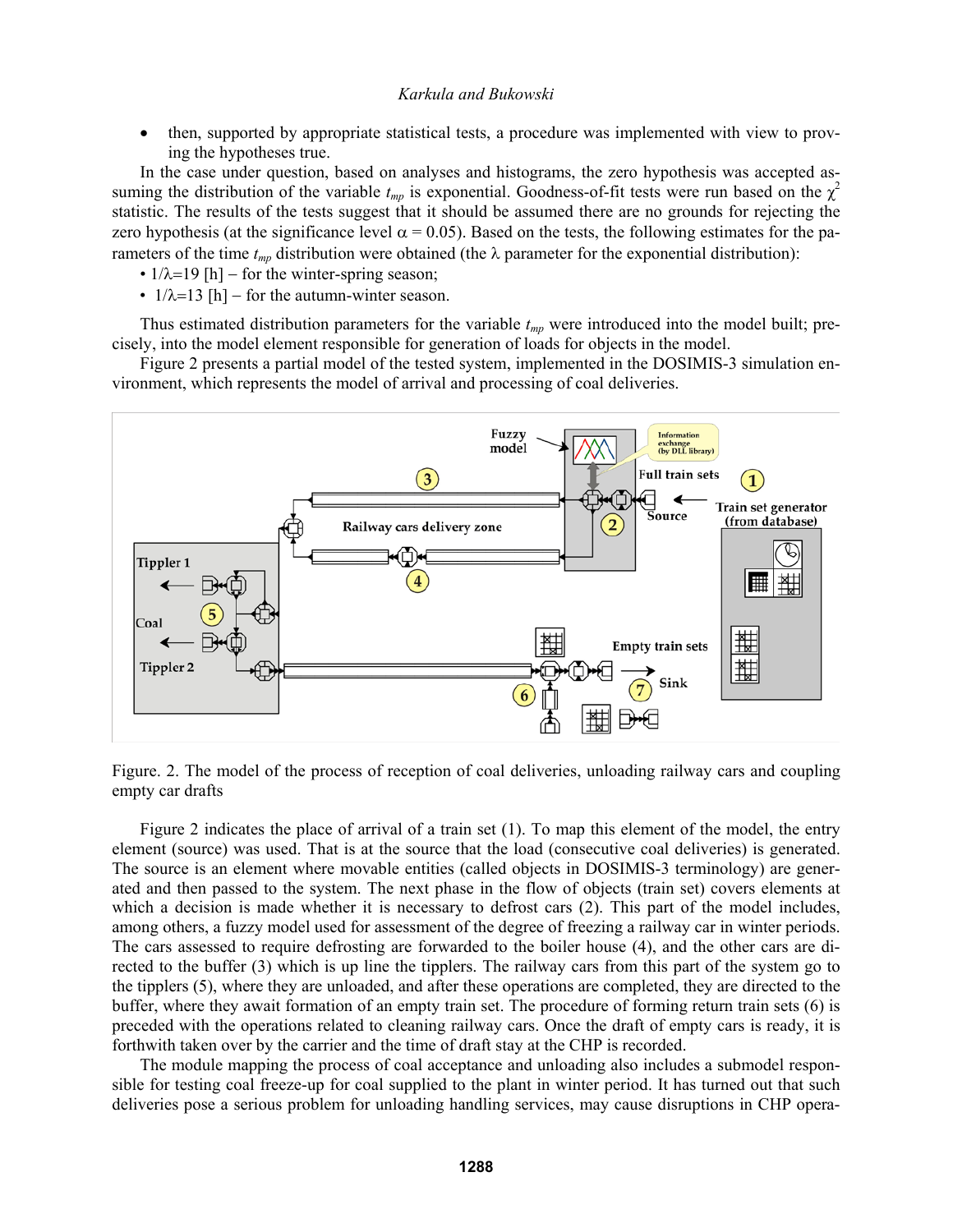- then, supported by appropriate statistical tests, a procedure was implemented with view to proving the hypotheses true.

In the case under question, based on analyses and histograms, the zero hypothesis was accepted assuming the distribution of the variable $t_{mp}$ is exponential. Goodness-of-fit tests were run based on the $\chi^2$ statistic. The results of the tests suggest that it should be assumed there are no grounds for rejecting the zero hypothesis (at the significance level $\alpha = 0.05$). Based on the tests, the following estimates for the parameters of the time $t_{mp}$ distribution were obtained (the $\lambda$ parameter for the exponential distribution):

- $1/\lambda=19$ [h] – for the winter-spring season;
- $1/\lambda=13$ [h] – for the autumn-winter season.

Thus estimated distribution parameters for the variable $t_{mp}$ were introduced into the model built; precisely, into the model element responsible for generation of loads for objects in the model.

Figure 2 presents a partial model of the tested system, implemented in the DOSIMIS-3 simulation environment, which represents the model of arrival and processing of coal deliveries.

Figure. 2. The model of the process of reception of coal deliveries, unloading railway cars and coupling empty car drafts

Figure 2 indicates the place of arrival of a train set (1). To map this element of the model, the entry element (source) was used. That is at the source that the load (consecutive coal deliveries) is generated. The source is an element where movable entities (called objects in DOSIMIS-3 terminology) are generated and then passed to the system. The next phase in the flow of objects (train set) covers elements at which a decision is made whether it is necessary to defrost cars (2). This part of the model includes, among others, a fuzzy model used for assessment of the degree of freezing a railway car in winter periods. The cars assessed to require defrosting are forwarded to the boiler house (4), and the other cars are directed to the buffer (3) which is up line the tipplers. The railway cars from this part of the system go to the tipplers (5), where they are unloaded, and after these operations are completed, they are directed to the buffer, where they await formation of an empty train set. The procedure of forming return train sets (6) is preceded with the operations related to cleaning railway cars. Once the draft of empty cars is ready, it is forthwith taken over by the carrier and the time of draft stay at the CHP is recorded.

The module mapping the process of coal acceptance and unloading also includes a submodel responsible for testing coal freeze-up for coal supplied to the plant in winter period. It has turned out that such deliveries pose a serious problem for unloading handling services, may cause disruptions in CHP opera-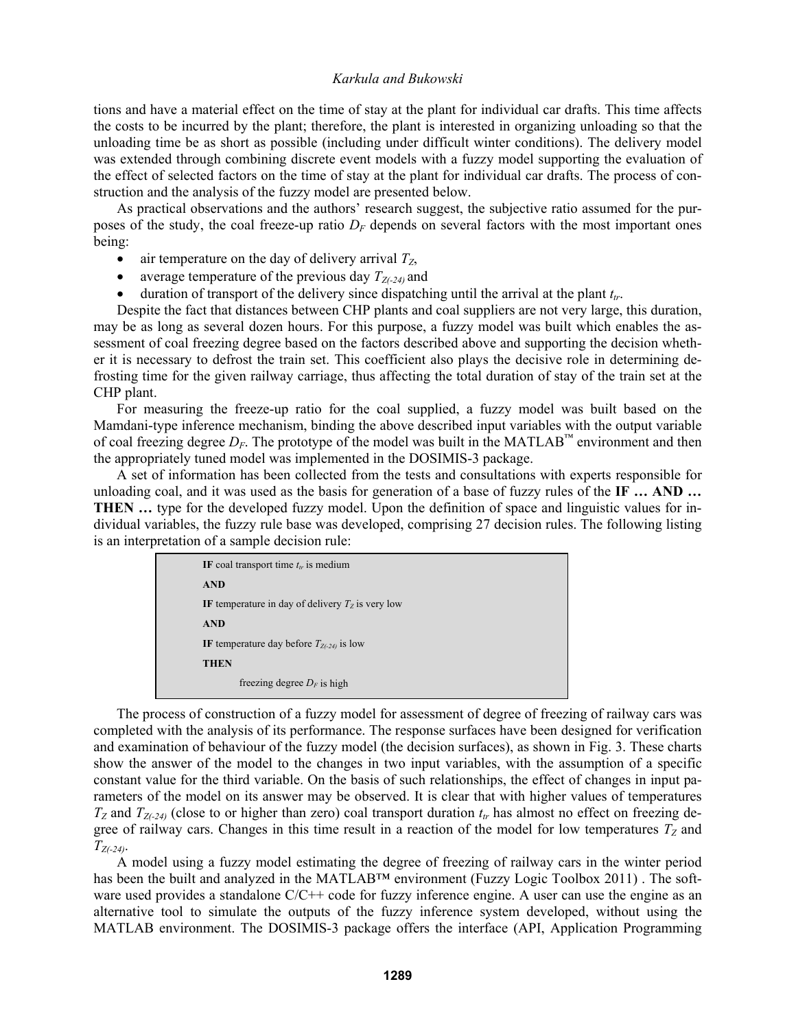tions and have a material effect on the time of stay at the plant for individual car drafts. This time affects the costs to be incurred by the plant; therefore, the plant is interested in organizing unloading so that the unloading time be as short as possible (including under difficult winter conditions). The delivery model was extended through combining discrete event models with a fuzzy model supporting the evaluation of the effect of selected factors on the time of stay at the plant for individual car drafts. The process of construction and the analysis of the fuzzy model are presented below.

As practical observations and the authors' research suggest, the subjective ratio assumed for the purposes of the study, the coal freeze-up ratio $D_F$ depends on several factors with the most important ones being:

- air temperature on the day of delivery arrival $T_Z$,
- average temperature of the previous day $T_{Z(-24)}$ and
- duration of transport of the delivery since dispatching until the arrival at the plant $t_{tr}$.

Despite the fact that distances between CHP plants and coal suppliers are not very large, this duration, may be as long as several dozen hours. For this purpose, a fuzzy model was built which enables the assessment of coal freezing degree based on the factors described above and supporting the decision whether it is necessary to defrost the train set. This coefficient also plays the decisive role in determining defrosting time for the given railway carriage, thus affecting the total duration of stay of the train set at the CHP plant.

For measuring the freeze-up ratio for the coal supplied, a fuzzy model was built based on the Mamdani-type inference mechanism, binding the above described input variables with the output variable of coal freezing degree $D_F$. The prototype of the model was built in the MATLAB™ environment and then the appropriately tuned model was implemented in the DOSIMIS-3 package.

A set of information has been collected from the tests and consultations with experts responsible for unloading coal, and it was used as the basis for generation of a base of fuzzy rules of the **IF … AND … THEN …** type for the developed fuzzy model. Upon the definition of space and linguistic values for individual variables, the fuzzy rule base was developed, comprising 27 decision rules. The following listing is an interpretation of a sample decision rule:

> **IF** coal transport time $t_{tr}$ is medium
>
> **AND**
>
> **IF** temperature in day of delivery $T_Z$ is very low
>
> **AND**
>
> **IF** temperature day before $T_{Z(-24)}$ is low
>
> **THEN**
>
> freezing degree $D_F$ is high

The process of construction of a fuzzy model for assessment of degree of freezing of railway cars was completed with the analysis of its performance. The response surfaces have been designed for verification and examination of behaviour of the fuzzy model (the decision surfaces), as shown in Fig. 3. These charts show the answer of the model to the changes in two input variables, with the assumption of a specific constant value for the third variable. On the basis of such relationships, the effect of changes in input parameters of the model on its answer may be observed. It is clear that with higher values of temperatures $T_Z$ and $T_{Z(-24)}$ (close to or higher than zero) coal transport duration $t_{tr}$ has almost no effect on freezing degree of railway cars. Changes in this time result in a reaction of the model for low temperatures $T_Z$ and $T_{Z(-24)}$.

A model using a fuzzy model estimating the degree of freezing of railway cars in the winter period has been the built and analyzed in the MATLAB™ environment (Fuzzy Logic Toolbox 2011) . The software used provides a standalone C/C++ code for fuzzy inference engine. A user can use the engine as an alternative tool to simulate the outputs of the fuzzy inference system developed, without using the MATLAB environment. The DOSIMIS-3 package offers the interface (API, Application Programming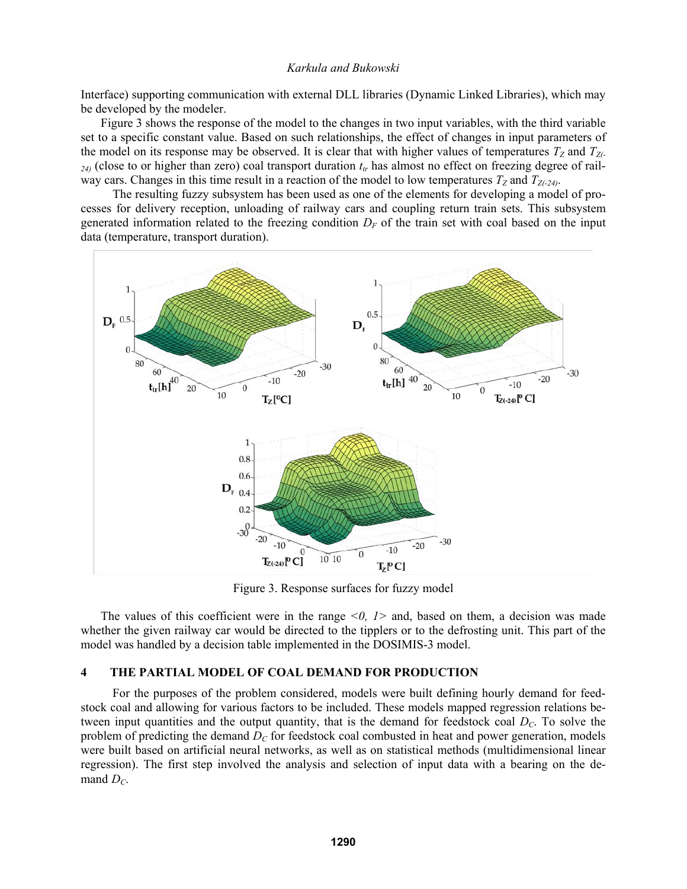Interface) supporting communication with external DLL libraries (Dynamic Linked Libraries), which may be developed by the modeler.

Figure 3 shows the response of the model to the changes in two input variables, with the third variable set to a specific constant value. Based on such relationships, the effect of changes in input parameters of the model on its response may be observed. It is clear that with higher values of temperatures $T_Z$ and $T_{Z(-24)}$ (close to or higher than zero) coal transport duration $t_{tr}$ has almost no effect on freezing degree of railway cars. Changes in this time result in a reaction of the model to low temperatures $T_Z$ and $T_{Z(-24)}$.

The resulting fuzzy subsystem has been used as one of the elements for developing a model of processes for delivery reception, unloading of railway cars and coupling return train sets. This subsystem generated information related to the freezing condition $D_F$ of the train set with coal based on the input data (temperature, transport duration).

Figure 3. Response surfaces for fuzzy model

The values of this coefficient were in the range *<0, 1>* and, based on them, a decision was made whether the given railway car would be directed to the tipplers or to the defrosting unit. This part of the model was handled by a decision table implemented in the DOSIMIS-3 model.

## 4 THE PARTIAL MODEL OF COAL DEMAND FOR PRODUCTION

For the purposes of the problem considered, models were built defining hourly demand for feedstock coal and allowing for various factors to be included. These models mapped regression relations between input quantities and the output quantity, that is the demand for feedstock coal $D_C$. To solve the problem of predicting the demand $D_C$ for feedstock coal combusted in heat and power generation, models were built based on artificial neural networks, as well as on statistical methods (multidimensional linear regression). The first step involved the analysis and selection of input data with a bearing on the demand $D_C$.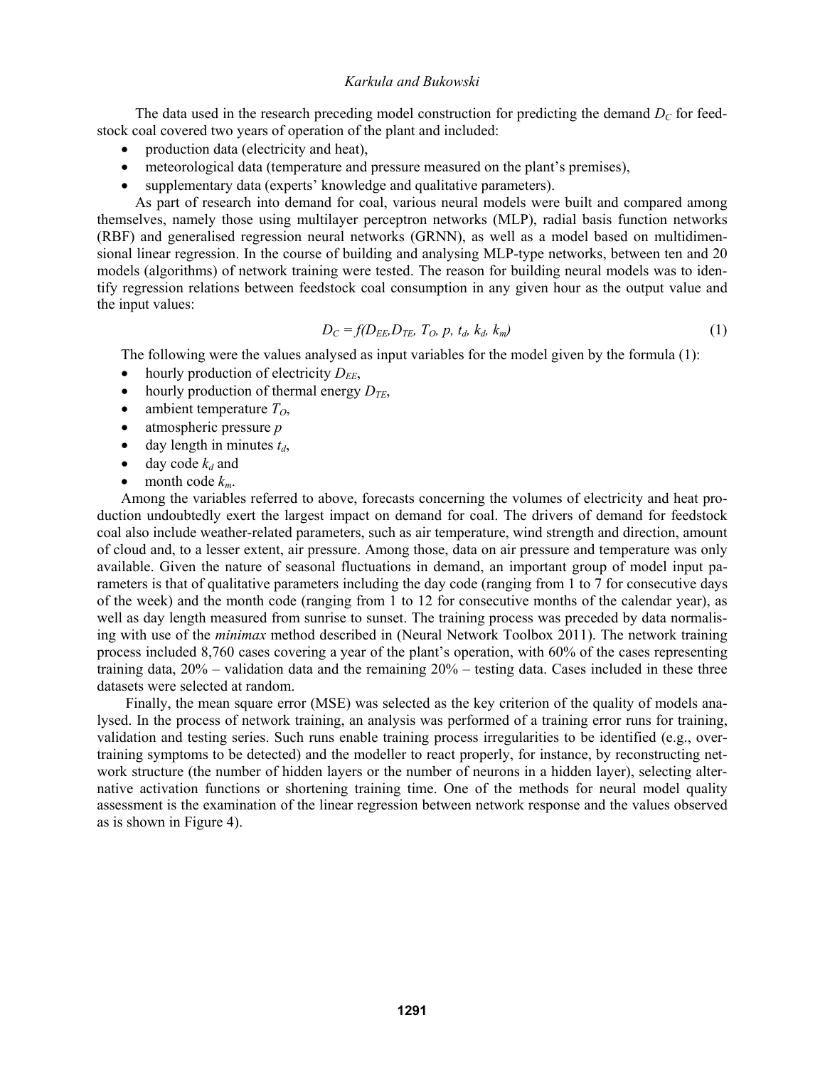The data used in the research preceding model construction for predicting the demand $D_C$ for feedstock coal covered two years of operation of the plant and included:

- production data (electricity and heat),
- meteorological data (temperature and pressure measured on the plant's premises),
- supplementary data (experts' knowledge and qualitative parameters).

As part of research into demand for coal, various neural models were built and compared among themselves, namely those using multilayer perceptron networks (MLP), radial basis function networks (RBF) and generalised regression neural networks (GRNN), as well as a model based on multidimensional linear regression. In the course of building and analysing MLP-type networks, between ten and 20 models (algorithms) of network training were tested. The reason for building neural models was to identify regression relations between feedstock coal consumption in any given hour as the output value and the input values:

$$D_C = f(D_{EE}, D_{TE}, T_O, p, t_d, k_d, k_m) \tag{1}$$

The following were the values analysed as input variables for the model given by the formula (1):

- hourly production of electricity $D_{EE}$,
- hourly production of thermal energy $D_{TE}$,
- ambient temperature $T_O$,
- atmospheric pressure $p$
- day length in minutes $t_d$,
- day code $k_d$ and
- month code $k_m$.

Among the variables referred to above, forecasts concerning the volumes of electricity and heat production undoubtedly exert the largest impact on demand for coal. The drivers of demand for feedstock coal also include weather-related parameters, such as air temperature, wind strength and direction, amount of cloud and, to a lesser extent, air pressure. Among those, data on air pressure and temperature was only available. Given the nature of seasonal fluctuations in demand, an important group of model input parameters is that of qualitative parameters including the day code (ranging from 1 to 7 for consecutive days of the week) and the month code (ranging from 1 to 12 for consecutive months of the calendar year), as well as day length measured from sunrise to sunset. The training process was preceded by data normalising with use of the *minimax* method described in (Neural Network Toolbox 2011). The network training process included 8,760 cases covering a year of the plant's operation, with 60% of the cases representing training data, 20% – validation data and the remaining 20% – testing data. Cases included in these three datasets were selected at random.

Finally, the mean square error (MSE) was selected as the key criterion of the quality of models analysed. In the process of network training, an analysis was performed of a training error runs for training, validation and testing series. Such runs enable training process irregularities to be identified (e.g., overtraining symptoms to be detected) and the modeller to react properly, for instance, by reconstructing network structure (the number of hidden layers or the number of neurons in a hidden layer), selecting alternative activation functions or shortening training time. One of the methods for neural model quality assessment is the examination of the linear regression between network response and the values observed as is shown in Figure 4).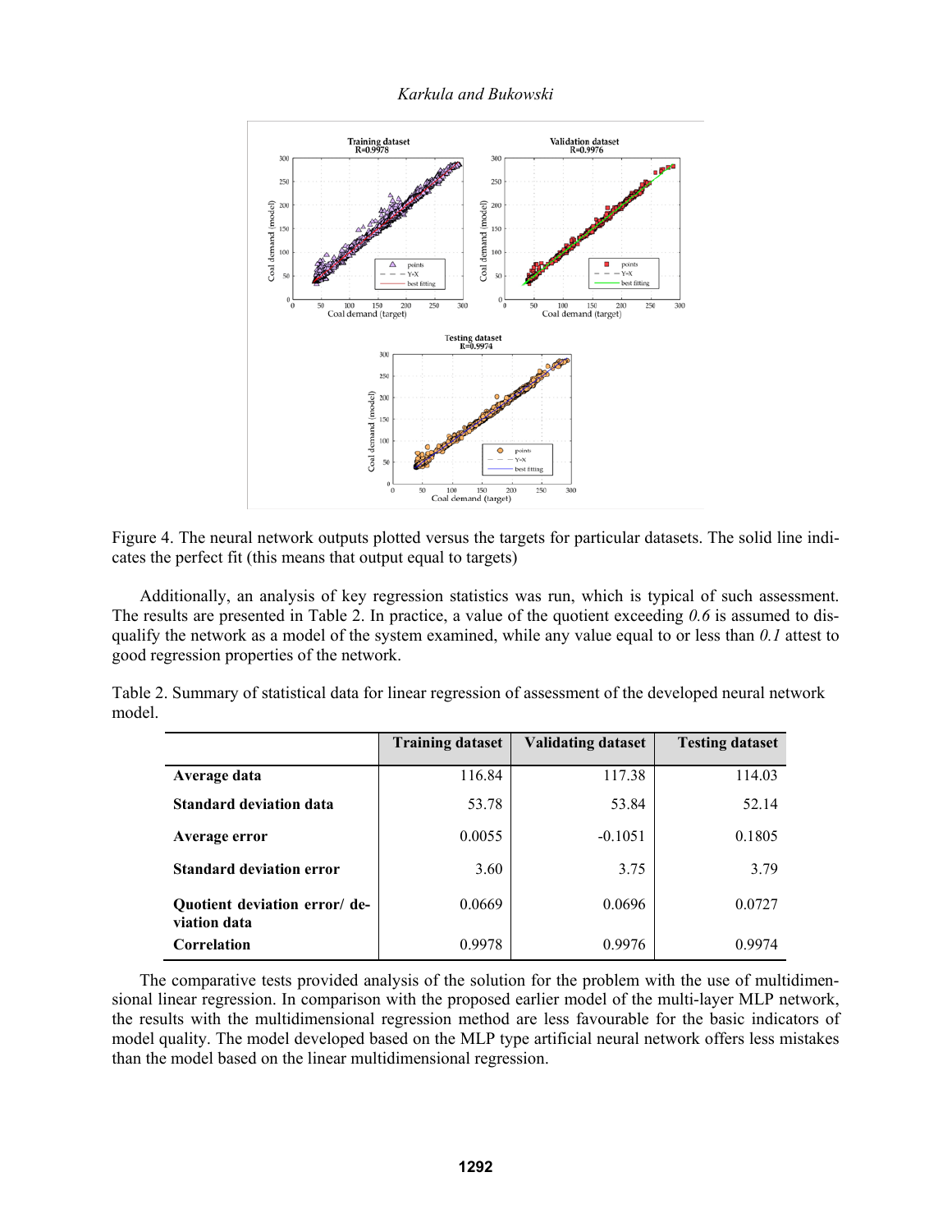Figure 4. The neural network outputs plotted versus the targets for particular datasets. The solid line indicates the perfect fit (this means that output equal to targets)

Additionally, an analysis of key regression statistics was run, which is typical of such assessment. The results are presented in Table 2. In practice, a value of the quotient exceeding *0.6* is assumed to disqualify the network as a model of the system examined, while any value equal to or less than *0.1* attest to good regression properties of the network.

Table 2. Summary of statistical data for linear regression of assessment of the developed neural network model.

| | Training dataset | Validating dataset | Testing dataset |
|---|---|---|---|
| **Average data** | 116.84 | 117.38 | 114.03 |
| **Standard deviation data** | 53.78 | 53.84 | 52.14 |
| **Average error** | 0.0055 | -0.1051 | 0.1805 |
| **Standard deviation error** | 3.60 | 3.75 | 3.79 |
| **Quotient deviation error/ deviation data** | 0.0669 | 0.0696 | 0.0727 |
| **Correlation** | 0.9978 | 0.9976 | 0.9974 |

The comparative tests provided analysis of the solution for the problem with the use of multidimensional linear regression. In comparison with the proposed earlier model of the multi-layer MLP network, the results with the multidimensional regression method are less favourable for the basic indicators of model quality. The model developed based on the MLP type artificial neural network offers less mistakes than the model based on the linear multidimensional regression.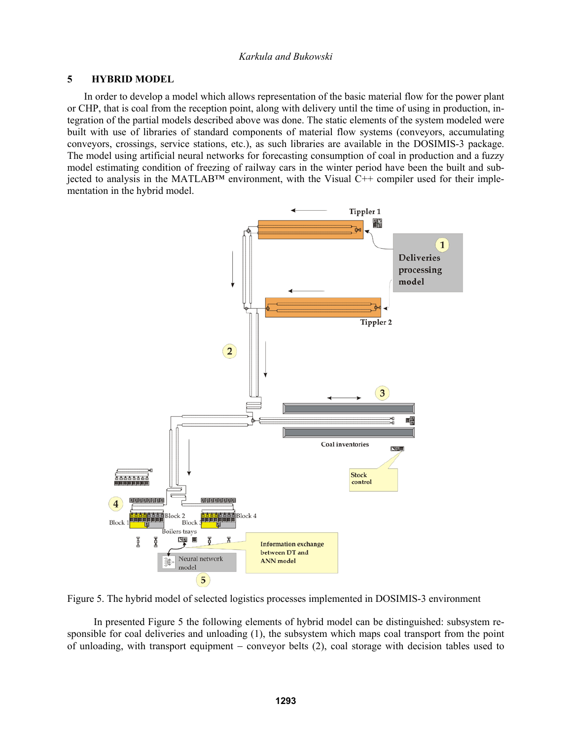## 5 HYBRID MODEL

In order to develop a model which allows representation of the basic material flow for the power plant or CHP, that is coal from the reception point, along with delivery until the time of using in production, integration of the partial models described above was done. The static elements of the system modeled were built with use of libraries of standard components of material flow systems (conveyors, accumulating conveyors, crossings, service stations, etc.), as such libraries are available in the DOSIMIS-3 package. The model using artificial neural networks for forecasting consumption of coal in production and a fuzzy model estimating condition of freezing of railway cars in the winter period have the built and subjected to analysis in the MATLAB™ environment, with the Visual C++ compiler used for their implementation in the hybrid model.

Figure 5. The hybrid model of selected logistics processes implemented in DOSIMIS-3 environment

In presented Figure 5 the following elements of hybrid model can be distinguished: subsystem responsible for coal deliveries and unloading (1), the subsystem which maps coal transport from the point of unloading, with transport equipment – conveyor belts (2), coal storage with decision tables used to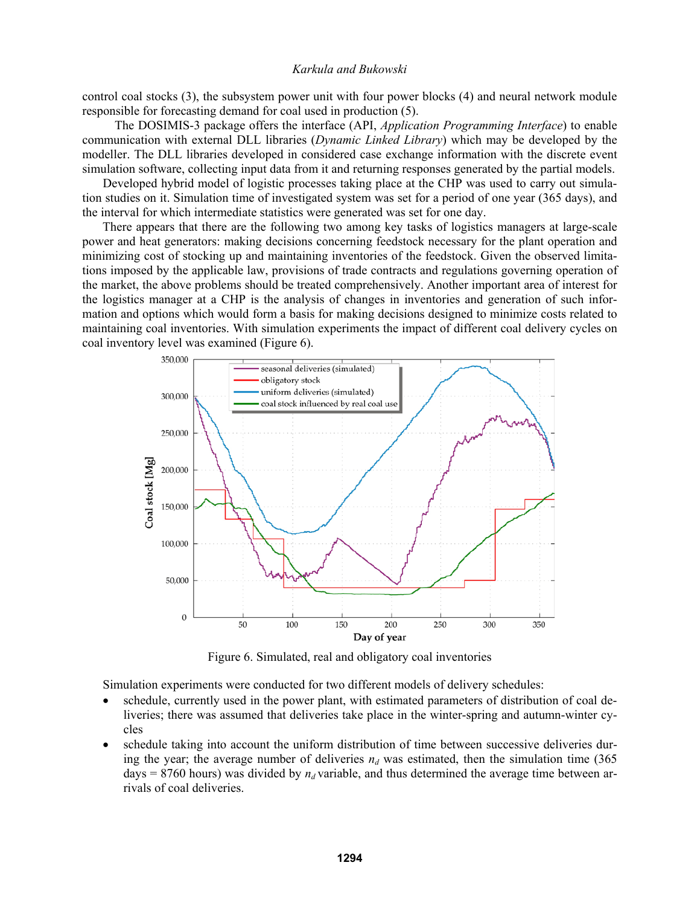control coal stocks (3), the subsystem power unit with four power blocks (4) and neural network module responsible for forecasting demand for coal used in production (5).

The DOSIMIS-3 package offers the interface (API, *Application Programming Interface*) to enable communication with external DLL libraries (*Dynamic Linked Library*) which may be developed by the modeller. The DLL libraries developed in considered case exchange information with the discrete event simulation software, collecting input data from it and returning responses generated by the partial models.

Developed hybrid model of logistic processes taking place at the CHP was used to carry out simulation studies on it. Simulation time of investigated system was set for a period of one year (365 days), and the interval for which intermediate statistics were generated was set for one day.

There appears that there are the following two among key tasks of logistics managers at large-scale power and heat generators: making decisions concerning feedstock necessary for the plant operation and minimizing cost of stocking up and maintaining inventories of the feedstock. Given the observed limitations imposed by the applicable law, provisions of trade contracts and regulations governing operation of the market, the above problems should be treated comprehensively. Another important area of interest for the logistics manager at a CHP is the analysis of changes in inventories and generation of such information and options which would form a basis for making decisions designed to minimize costs related to maintaining coal inventories. With simulation experiments the impact of different coal delivery cycles on coal inventory level was examined (Figure 6).

Figure 6. Simulated, real and obligatory coal inventories

Simulation experiments were conducted for two different models of delivery schedules:

- schedule, currently used in the power plant, with estimated parameters of distribution of coal deliveries; there was assumed that deliveries take place in the winter-spring and autumn-winter cycles
- schedule taking into account the uniform distribution of time between successive deliveries during the year; the average number of deliveries $n_d$ was estimated, then the simulation time (365 days = 8760 hours) was divided by $n_d$ variable, and thus determined the average time between arrivals of coal deliveries.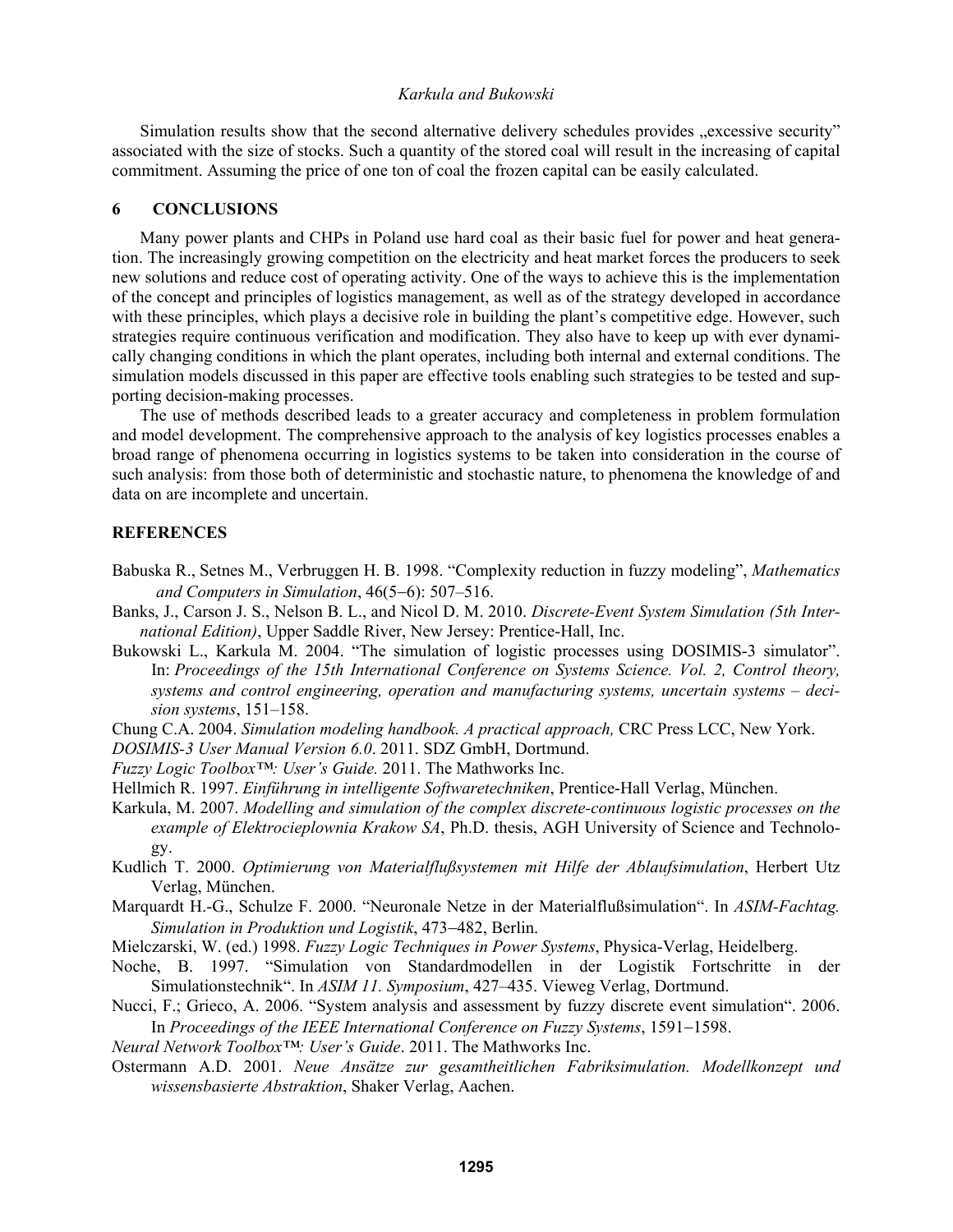Simulation results show that the second alternative delivery schedules provides „excessive security" associated with the size of stocks. Such a quantity of the stored coal will result in the increasing of capital commitment. Assuming the price of one ton of coal the frozen capital can be easily calculated.

## 6 CONCLUSIONS

Many power plants and CHPs in Poland use hard coal as their basic fuel for power and heat generation. The increasingly growing competition on the electricity and heat market forces the producers to seek new solutions and reduce cost of operating activity. One of the ways to achieve this is the implementation of the concept and principles of logistics management, as well as of the strategy developed in accordance with these principles, which plays a decisive role in building the plant's competitive edge. However, such strategies require continuous verification and modification. They also have to keep up with ever dynamically changing conditions in which the plant operates, including both internal and external conditions. The simulation models discussed in this paper are effective tools enabling such strategies to be tested and supporting decision-making processes.

The use of methods described leads to a greater accuracy and completeness in problem formulation and model development. The comprehensive approach to the analysis of key logistics processes enables a broad range of phenomena occurring in logistics systems to be taken into consideration in the course of such analysis: from those both of deterministic and stochastic nature, to phenomena the knowledge of and data on are incomplete and uncertain.

## REFERENCES

Babuska R., Setnes M., Verbruggen H. B. 1998. "Complexity reduction in fuzzy modeling", *Mathematics and Computers in Simulation*, 46(5–6): 507–516.

Banks, J., Carson J. S., Nelson B. L., and Nicol D. M. 2010. *Discrete-Event System Simulation (5th International Edition)*, Upper Saddle River, New Jersey: Prentice-Hall, Inc.

Bukowski L., Karkula M. 2004. "The simulation of logistic processes using DOSIMIS-3 simulator". In: *Proceedings of the 15th International Conference on Systems Science. Vol. 2, Control theory, systems and control engineering, operation and manufacturing systems, uncertain systems – decision systems*, 151–158.

Chung C.A. 2004. *Simulation modeling handbook. A practical approach,* CRC Press LCC, New York.

*DOSIMIS-3 User Manual Version 6.0*. 2011. SDZ GmbH, Dortmund.

*Fuzzy Logic Toolbox™: User's Guide.* 2011. The Mathworks Inc.

Hellmich R. 1997. *Einführung in intelligente Softwaretechniken*, Prentice-Hall Verlag, München.

Karkula, M. 2007. *Modelling and simulation of the complex discrete-continuous logistic processes on the example of Elektrocieplownia Krakow SA*, Ph.D. thesis, AGH University of Science and Technology.

Kudlich T. 2000. *Optimierung von Materialflußsystemen mit Hilfe der Ablaufsimulation*, Herbert Utz Verlag, München.

Marquardt H.-G., Schulze F. 2000. "Neuronale Netze in der Materialflußsimulation". In *ASIM-Fachtag. Simulation in Produktion und Logistik*, 473–482, Berlin.

Mielczarski, W. (ed.) 1998. *Fuzzy Logic Techniques in Power Systems*, Physica-Verlag, Heidelberg.

Noche, B. 1997. "Simulation von Standardmodellen in der Logistik Fortschritte in der Simulationstechnik". In *ASIM 11. Symposium*, 427–435. Vieweg Verlag, Dortmund.

Nucci, F.; Grieco, A. 2006. "System analysis and assessment by fuzzy discrete event simulation". 2006. In *Proceedings of the IEEE International Conference on Fuzzy Systems*, 1591–1598.

*Neural Network Toolbox™: User's Guide*. 2011. The Mathworks Inc.

Ostermann A.D. 2001. *Neue Ansätze zur gesamtheitlichen Fabriksimulation. Modellkonzept und wissensbasierte Abstraktion*, Shaker Verlag, Aachen.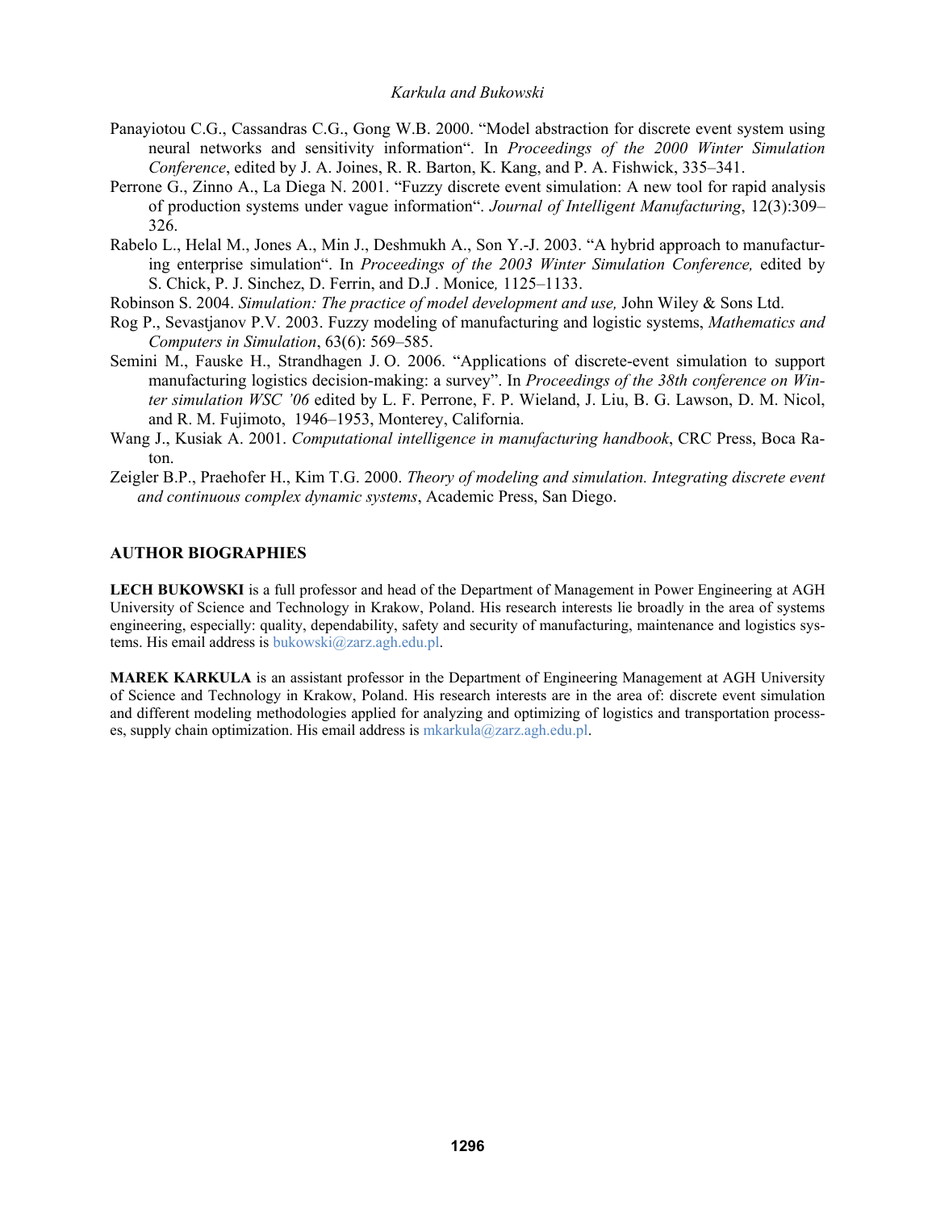Panayiotou C.G., Cassandras C.G., Gong W.B. 2000. "Model abstraction for discrete event system using neural networks and sensitivity information". In *Proceedings of the 2000 Winter Simulation Conference*, edited by J. A. Joines, R. R. Barton, K. Kang, and P. A. Fishwick, 335–341.

Perrone G., Zinno A., La Diega N. 2001. "Fuzzy discrete event simulation: A new tool for rapid analysis of production systems under vague information". *Journal of Intelligent Manufacturing*, 12(3):309–326.

Rabelo L., Helal M., Jones A., Min J., Deshmukh A., Son Y.-J. 2003. "A hybrid approach to manufacturing enterprise simulation". In *Proceedings of the 2003 Winter Simulation Conference,* edited by S. Chick, P. J. Sinchez, D. Ferrin, and D.J . Monice*,* 1125–1133.

Robinson S. 2004. *Simulation: The practice of model development and use,* John Wiley & Sons Ltd.

Rog P., Sevastjanov P.V. 2003. Fuzzy modeling of manufacturing and logistic systems, *Mathematics and Computers in Simulation*, 63(6): 569–585.

Semini M., Fauske H., Strandhagen J. O. 2006. "Applications of discrete-event simulation to support manufacturing logistics decision-making: a survey". In *Proceedings of the 38th conference on Winter simulation WSC '06* edited by L. F. Perrone, F. P. Wieland, J. Liu, B. G. Lawson, D. M. Nicol, and R. M. Fujimoto, 1946–1953, Monterey, California.

Wang J., Kusiak A. 2001. *Computational intelligence in manufacturing handbook*, CRC Press, Boca Raton.

Zeigler B.P., Praehofer H., Kim T.G. 2000. *Theory of modeling and simulation. Integrating discrete event and continuous complex dynamic systems*, Academic Press, San Diego.

## AUTHOR BIOGRAPHIES

**LECH BUKOWSKI** is a full professor and head of the Department of Management in Power Engineering at AGH University of Science and Technology in Krakow, Poland. His research interests lie broadly in the area of systems engineering, especially: quality, dependability, safety and security of manufacturing, maintenance and logistics systems. His email address is bukowski@zarz.agh.edu.pl.

**MAREK KARKULA** is an assistant professor in the Department of Engineering Management at AGH University of Science and Technology in Krakow, Poland. His research interests are in the area of: discrete event simulation and different modeling methodologies applied for analyzing and optimizing of logistics and transportation processes, supply chain optimization. His email address is mkarkula@zarz.agh.edu.pl.